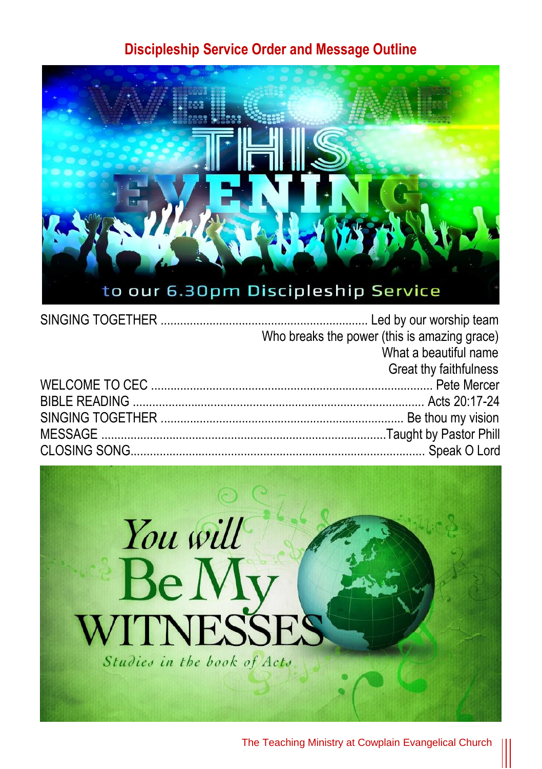## Discipleship Service Order and Message Outline

SINGING TOGETHER ............................................................... Led by our worship team
Who breaks the power (this is amazing grace)
What a beautiful name
Great thy faithfulness

WELCOME TO CEC ....................................................................................... Pete Mercer
BIBLE READING ........................................................................................ Acts 20:17-24
SINGING TOGETHER ......................................................................... Be thou my vision
MESSAGE .....................................................................................Taught by Pastor Phill
CLOSING SONG........................................................................................ Speak O Lord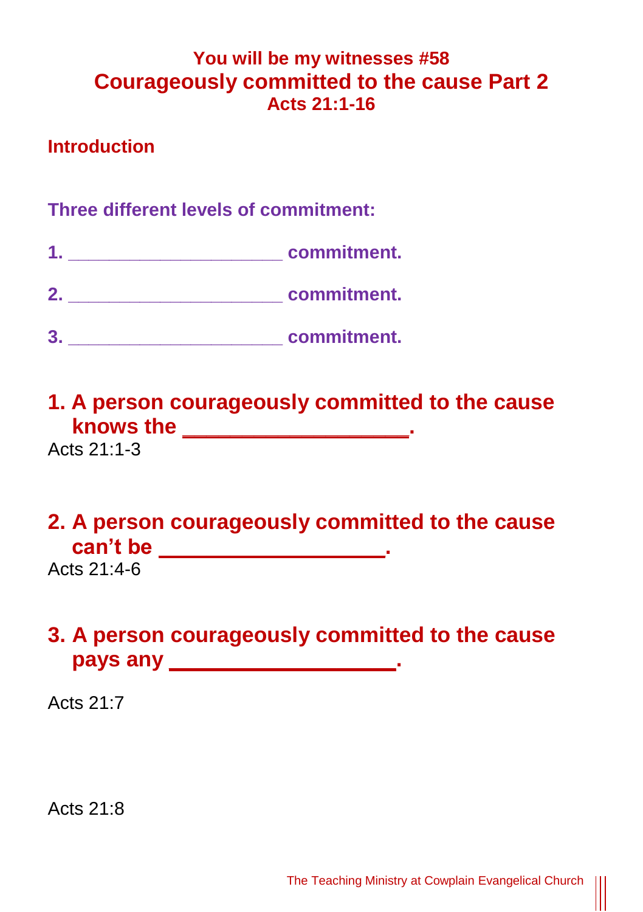## You will be my witnesses #58

# Courageously committed to the cause Part 2

## Acts 21:1-16

### Introduction

**Three different levels of commitment:**

1. _____________________ commitment.
2. _____________________ commitment.
3. _____________________ commitment.

## 1. A person courageously committed to the cause knows the ___________________.

Acts 21:1-3

## 2. A person courageously committed to the cause can't be ___________________.

Acts 21:4-6

## 3. A person courageously committed to the cause pays any ___________________.

Acts 21:7

Acts 21:8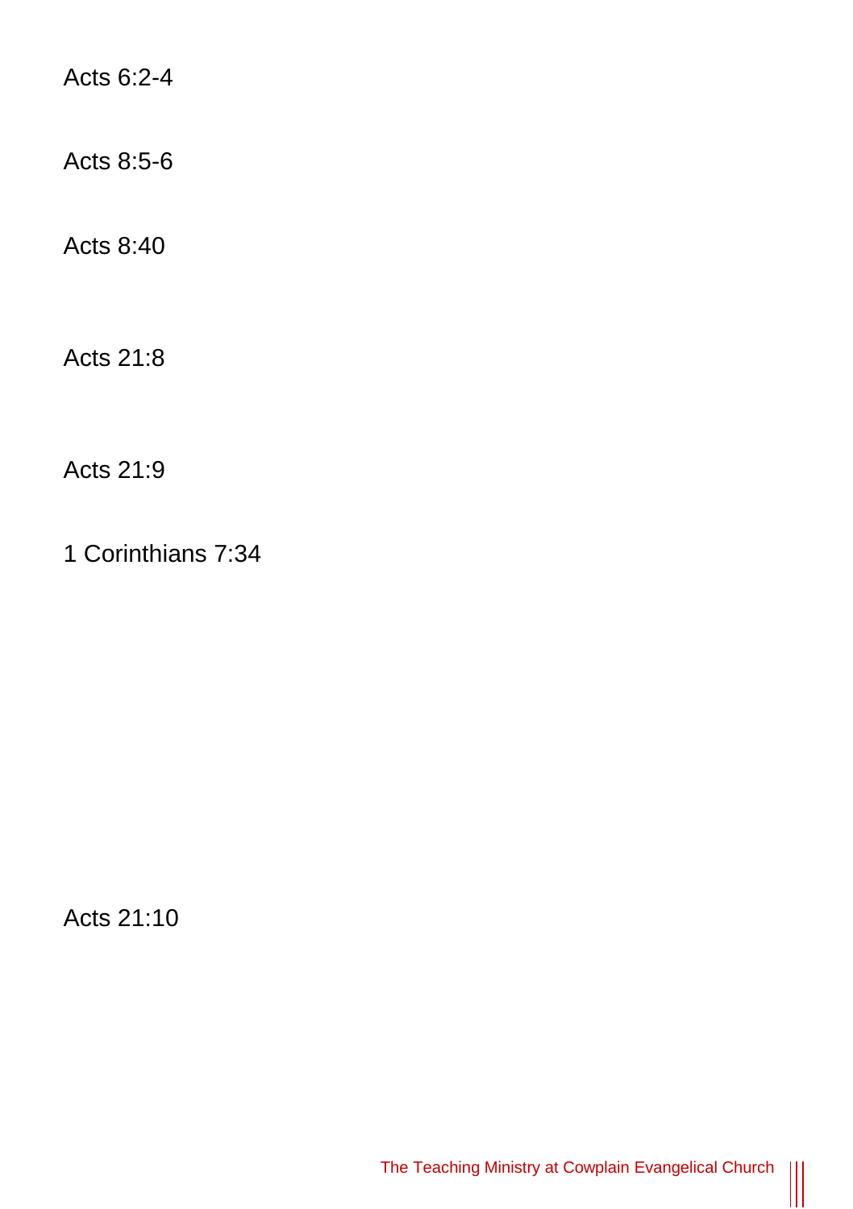Acts 6:2-4

Acts 8:5-6

Acts 8:40

Acts 21:8

Acts 21:9

1 Corinthians 7:34

Acts 21:10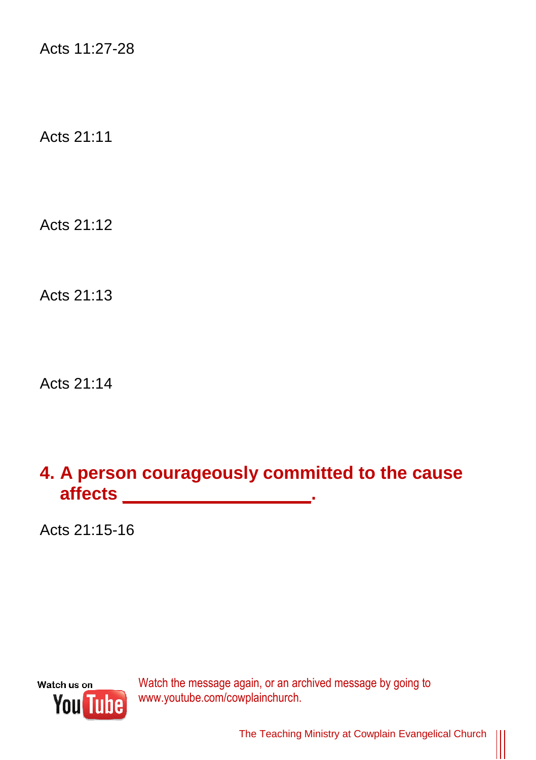Acts 11:27-28

Acts 21:11

Acts 21:12

Acts 21:13

Acts 21:14

## 4. A person courageously committed to the cause affects ________________.

Acts 21:15-16

Watch us on YouTube

Watch the message again, or an archived message by going to www.youtube.com/cowplainchurch.

The Teaching Ministry at Cowplain Evangelical Church